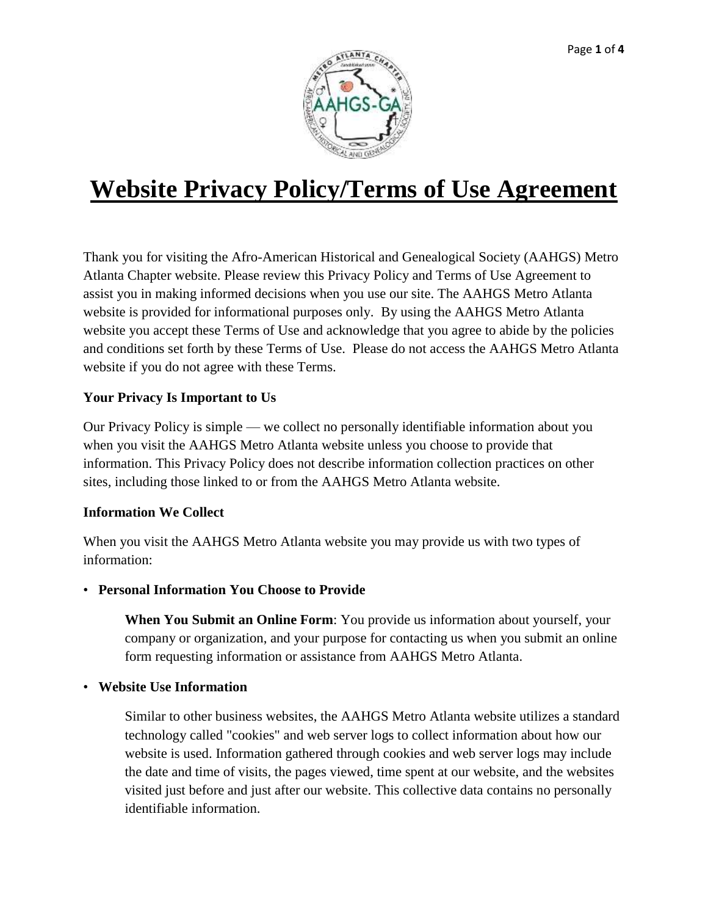# Website Privacy Policy/Terms of Use Agreement

Thank you for visiting the Afro-American Historical and Genealogical Society (AAHGS) Metro Atlanta Chapter website. Please review this Privacy Policy and Terms of Use Agreement to assist you in making informed decisions when you use our site. The AAHGS Metro Atlanta website is provided for informational purposes only. By using the AAHGS Metro Atlanta website you accept these Terms of Use and acknowledge that you agree to abide by the policies and conditions set forth by these Terms of Use. Please do not access the AAHGS Metro Atlanta website if you do not agree with these Terms.

**Your Privacy Is Important to Us**

Our Privacy Policy is simple — we collect no personally identifiable information about you when you visit the AAHGS Metro Atlanta website unless you choose to provide that information. This Privacy Policy does not describe information collection practices on other sites, including those linked to or from the AAHGS Metro Atlanta website.

**Information We Collect**

When you visit the AAHGS Metro Atlanta website you may provide us with two types of information:

- **Personal Information You Choose to Provide**

  **When You Submit an Online Form**: You provide us information about yourself, your company or organization, and your purpose for contacting us when you submit an online form requesting information or assistance from AAHGS Metro Atlanta.

- **Website Use Information**

  Similar to other business websites, the AAHGS Metro Atlanta website utilizes a standard technology called "cookies" and web server logs to collect information about how our website is used. Information gathered through cookies and web server logs may include the date and time of visits, the pages viewed, time spent at our website, and the websites visited just before and just after our website. This collective data contains no personally identifiable information.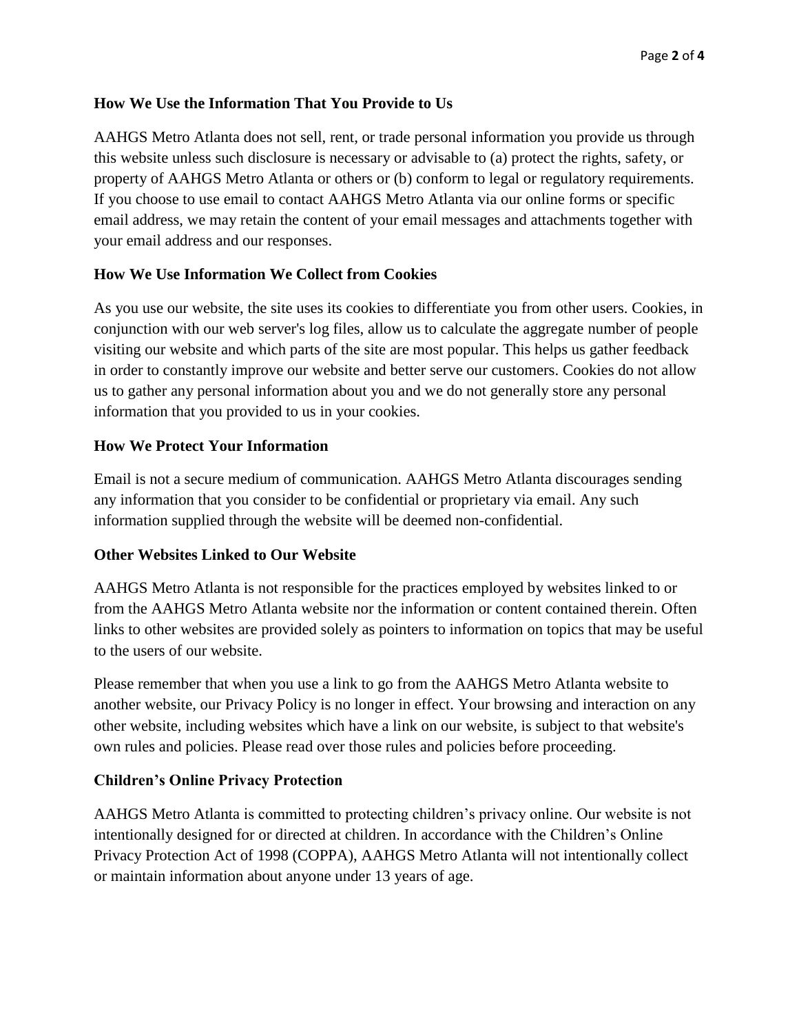### How We Use the Information That You Provide to Us

AAHGS Metro Atlanta does not sell, rent, or trade personal information you provide us through this website unless such disclosure is necessary or advisable to (a) protect the rights, safety, or property of AAHGS Metro Atlanta or others or (b) conform to legal or regulatory requirements. If you choose to use email to contact AAHGS Metro Atlanta via our online forms or specific email address, we may retain the content of your email messages and attachments together with your email address and our responses.

### How We Use Information We Collect from Cookies

As you use our website, the site uses its cookies to differentiate you from other users. Cookies, in conjunction with our web server's log files, allow us to calculate the aggregate number of people visiting our website and which parts of the site are most popular. This helps us gather feedback in order to constantly improve our website and better serve our customers. Cookies do not allow us to gather any personal information about you and we do not generally store any personal information that you provided to us in your cookies.

### How We Protect Your Information

Email is not a secure medium of communication. AAHGS Metro Atlanta discourages sending any information that you consider to be confidential or proprietary via email. Any such information supplied through the website will be deemed non-confidential.

### Other Websites Linked to Our Website

AAHGS Metro Atlanta is not responsible for the practices employed by websites linked to or from the AAHGS Metro Atlanta website nor the information or content contained therein. Often links to other websites are provided solely as pointers to information on topics that may be useful to the users of our website.

Please remember that when you use a link to go from the AAHGS Metro Atlanta website to another website, our Privacy Policy is no longer in effect. Your browsing and interaction on any other website, including websites which have a link on our website, is subject to that website's own rules and policies. Please read over those rules and policies before proceeding.

### Children's Online Privacy Protection

AAHGS Metro Atlanta is committed to protecting children's privacy online. Our website is not intentionally designed for or directed at children. In accordance with the Children's Online Privacy Protection Act of 1998 (COPPA), AAHGS Metro Atlanta will not intentionally collect or maintain information about anyone under 13 years of age.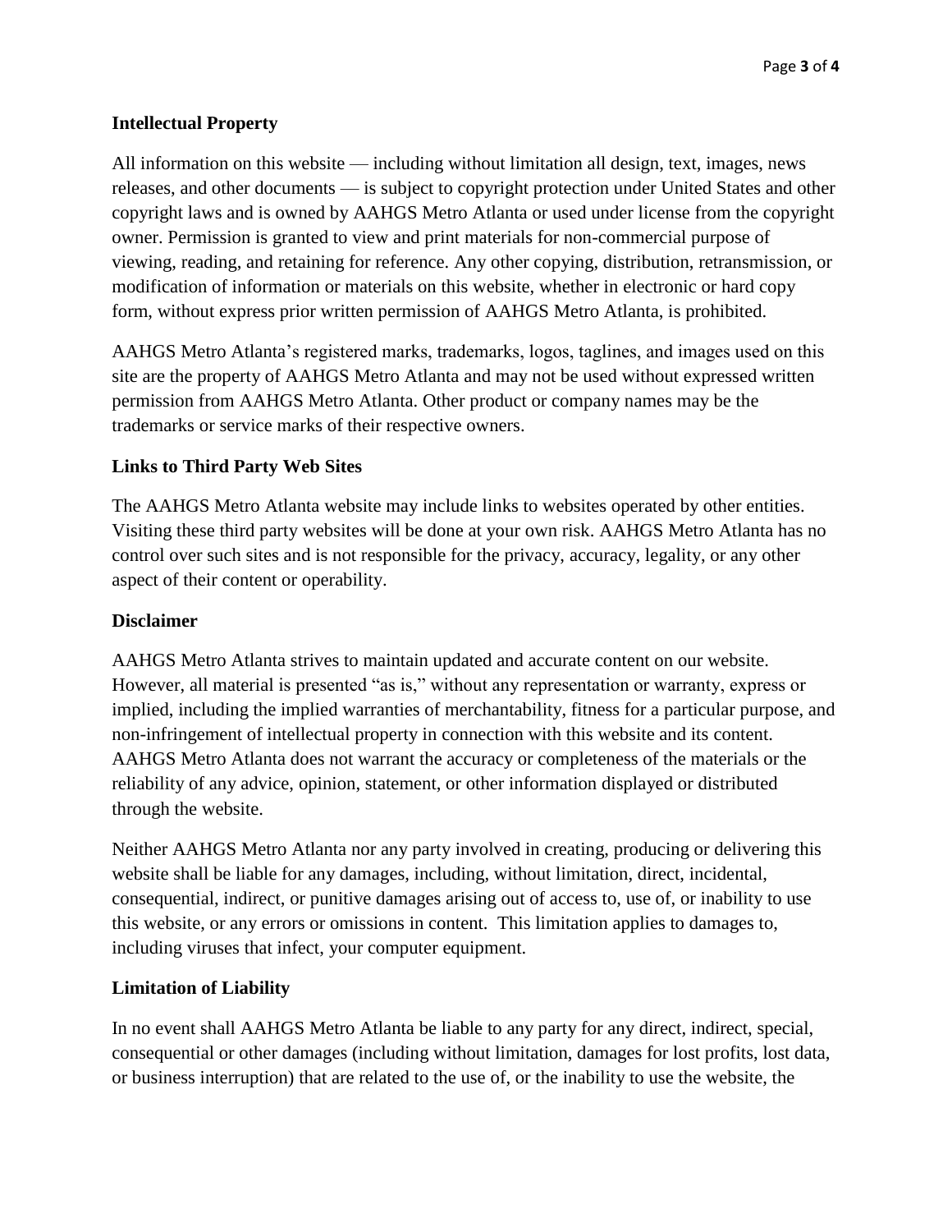## Intellectual Property

All information on this website — including without limitation all design, text, images, news releases, and other documents — is subject to copyright protection under United States and other copyright laws and is owned by AAHGS Metro Atlanta or used under license from the copyright owner. Permission is granted to view and print materials for non-commercial purpose of viewing, reading, and retaining for reference. Any other copying, distribution, retransmission, or modification of information or materials on this website, whether in electronic or hard copy form, without express prior written permission of AAHGS Metro Atlanta, is prohibited.

AAHGS Metro Atlanta's registered marks, trademarks, logos, taglines, and images used on this site are the property of AAHGS Metro Atlanta and may not be used without expressed written permission from AAHGS Metro Atlanta. Other product or company names may be the trademarks or service marks of their respective owners.

## Links to Third Party Web Sites

The AAHGS Metro Atlanta website may include links to websites operated by other entities. Visiting these third party websites will be done at your own risk. AAHGS Metro Atlanta has no control over such sites and is not responsible for the privacy, accuracy, legality, or any other aspect of their content or operability.

## Disclaimer

AAHGS Metro Atlanta strives to maintain updated and accurate content on our website. However, all material is presented "as is," without any representation or warranty, express or implied, including the implied warranties of merchantability, fitness for a particular purpose, and non-infringement of intellectual property in connection with this website and its content. AAHGS Metro Atlanta does not warrant the accuracy or completeness of the materials or the reliability of any advice, opinion, statement, or other information displayed or distributed through the website.

Neither AAHGS Metro Atlanta nor any party involved in creating, producing or delivering this website shall be liable for any damages, including, without limitation, direct, incidental, consequential, indirect, or punitive damages arising out of access to, use of, or inability to use this website, or any errors or omissions in content. This limitation applies to damages to, including viruses that infect, your computer equipment.

## Limitation of Liability

In no event shall AAHGS Metro Atlanta be liable to any party for any direct, indirect, special, consequential or other damages (including without limitation, damages for lost profits, lost data, or business interruption) that are related to the use of, or the inability to use the website, the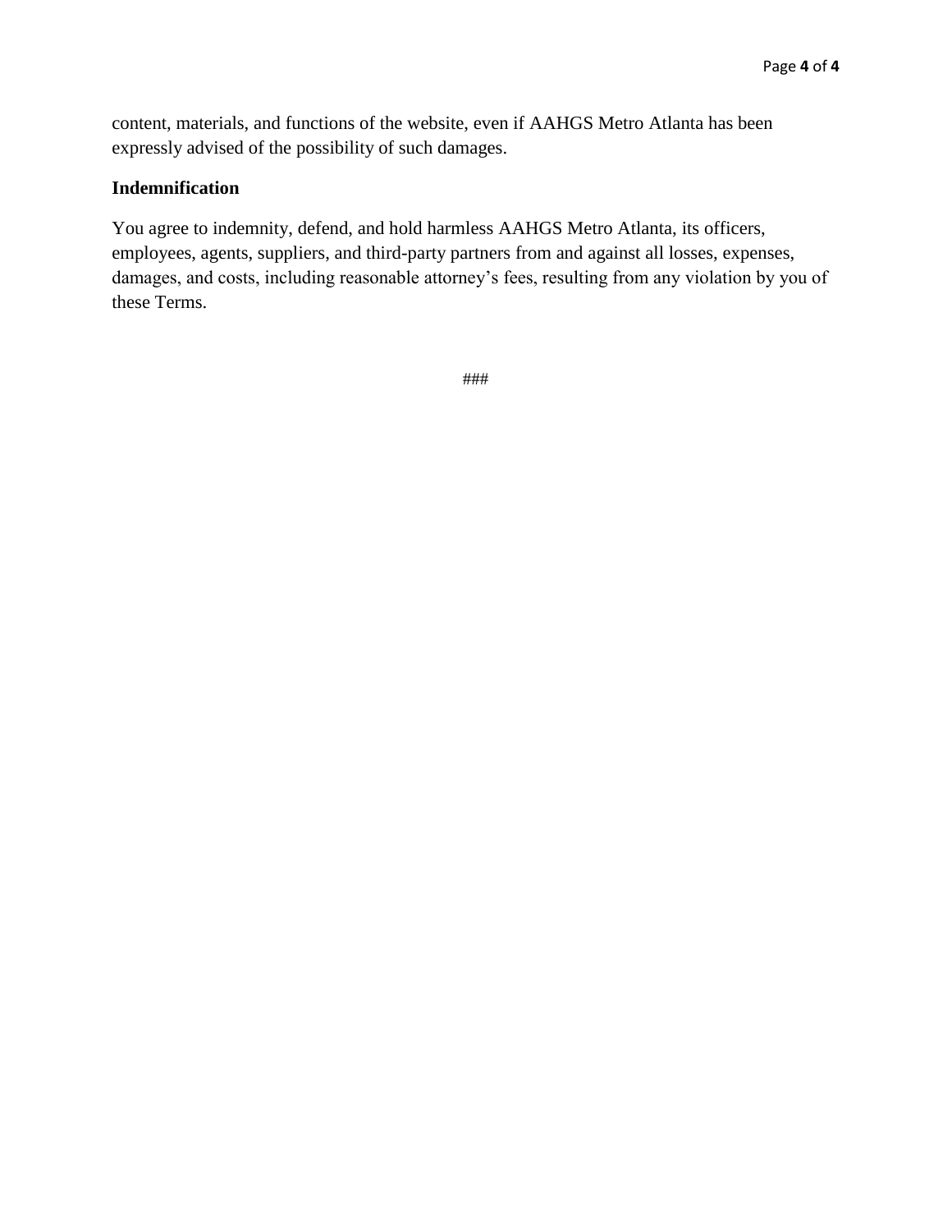content, materials, and functions of the website, even if AAHGS Metro Atlanta has been expressly advised of the possibility of such damages.

**Indemnification**

You agree to indemnity, defend, and hold harmless AAHGS Metro Atlanta, its officers, employees, agents, suppliers, and third-party partners from and against all losses, expenses, damages, and costs, including reasonable attorney’s fees, resulting from any violation by you of these Terms.

###